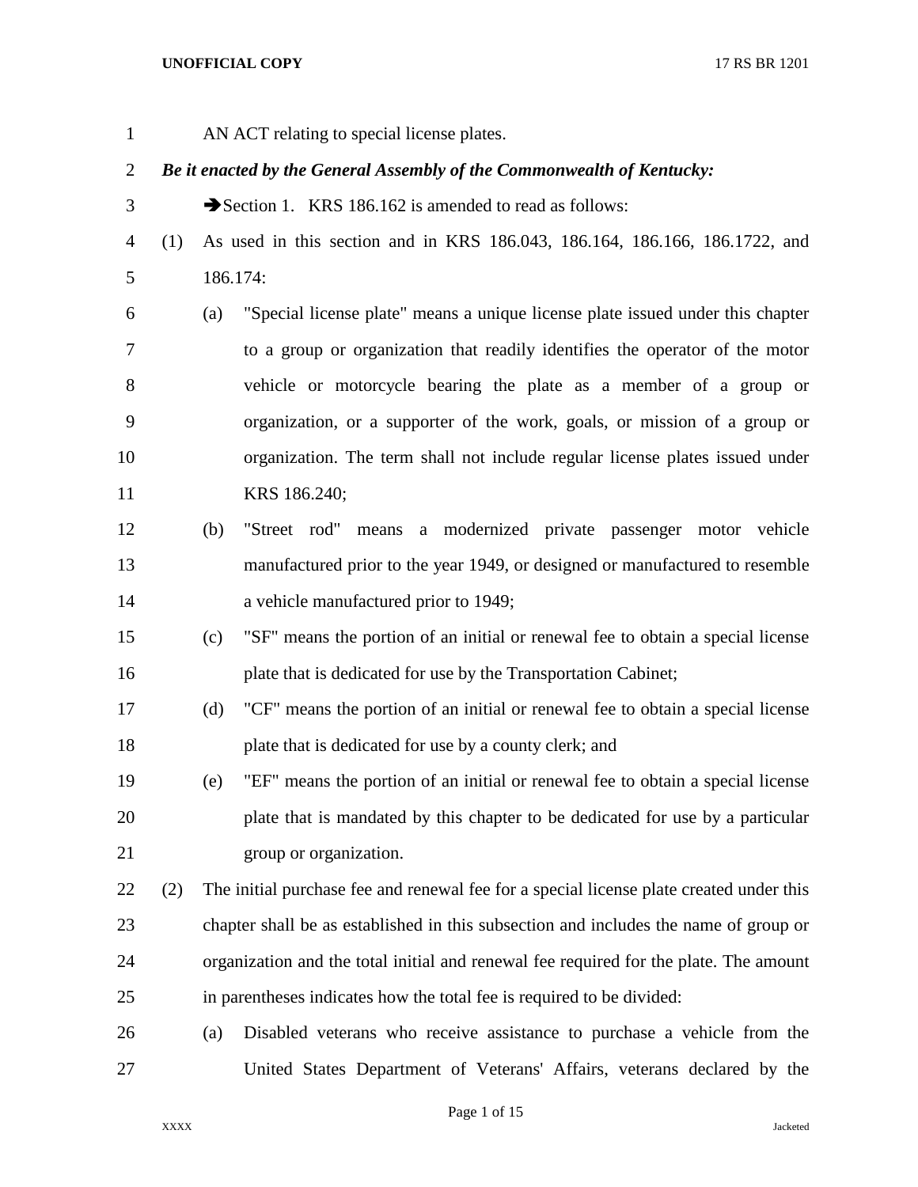AN ACT relating to special license plates.

***Be it enacted by the General Assembly of the Commonwealth of Kentucky:***

➔Section 1. KRS 186.162 is amended to read as follows:

(1) As used in this section and in KRS 186.043, 186.164, 186.166, 186.1722, and 186.174:

(a) "Special license plate" means a unique license plate issued under this chapter to a group or organization that readily identifies the operator of the motor vehicle or motorcycle bearing the plate as a member of a group or organization, or a supporter of the work, goals, or mission of a group or organization. The term shall not include regular license plates issued under KRS 186.240;

(b) "Street rod" means a modernized private passenger motor vehicle manufactured prior to the year 1949, or designed or manufactured to resemble a vehicle manufactured prior to 1949;

(c) "SF" means the portion of an initial or renewal fee to obtain a special license plate that is dedicated for use by the Transportation Cabinet;

(d) "CF" means the portion of an initial or renewal fee to obtain a special license plate that is dedicated for use by a county clerk; and

(e) "EF" means the portion of an initial or renewal fee to obtain a special license plate that is mandated by this chapter to be dedicated for use by a particular group or organization.

(2) The initial purchase fee and renewal fee for a special license plate created under this chapter shall be as established in this subsection and includes the name of group or organization and the total initial and renewal fee required for the plate. The amount in parentheses indicates how the total fee is required to be divided:

(a) Disabled veterans who receive assistance to purchase a vehicle from the United States Department of Veterans' Affairs, veterans declared by the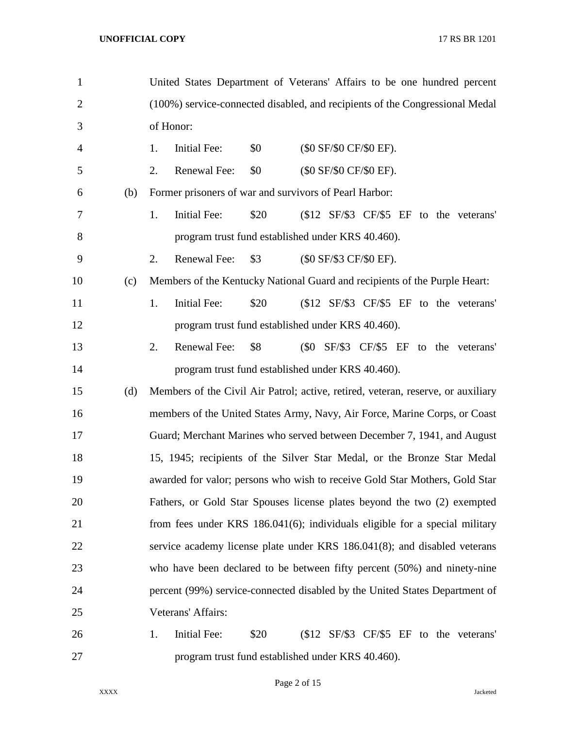United States Department of Veterans' Affairs to be one hundred percent (100%) service-connected disabled, and recipients of the Congressional Medal of Honor:

1. Initial Fee: $0 ($0 SF/$0 CF/$0 EF).
2. Renewal Fee: $0 ($0 SF/$0 CF/$0 EF).

(b) Former prisoners of war and survivors of Pearl Harbor:

1. Initial Fee: $20 ($12 SF/$3 CF/$5 EF to the veterans' program trust fund established under KRS 40.460).
2. Renewal Fee: $3 ($0 SF/$3 CF/$0 EF).

(c) Members of the Kentucky National Guard and recipients of the Purple Heart:

1. Initial Fee: $20 ($12 SF/$3 CF/$5 EF to the veterans' program trust fund established under KRS 40.460).
2. Renewal Fee: $8 ($0 SF/$3 CF/$5 EF to the veterans' program trust fund established under KRS 40.460).

(d) Members of the Civil Air Patrol; active, retired, veteran, reserve, or auxiliary members of the United States Army, Navy, Air Force, Marine Corps, or Coast Guard; Merchant Marines who served between December 7, 1941, and August 15, 1945; recipients of the Silver Star Medal, or the Bronze Star Medal awarded for valor; persons who wish to receive Gold Star Mothers, Gold Star Fathers, or Gold Star Spouses license plates beyond the two (2) exempted from fees under KRS 186.041(6); individuals eligible for a special military service academy license plate under KRS 186.041(8); and disabled veterans who have been declared to be between fifty percent (50%) and ninety-nine percent (99%) service-connected disabled by the United States Department of Veterans' Affairs:

1. Initial Fee: $20 ($12 SF/$3 CF/$5 EF to the veterans' program trust fund established under KRS 40.460).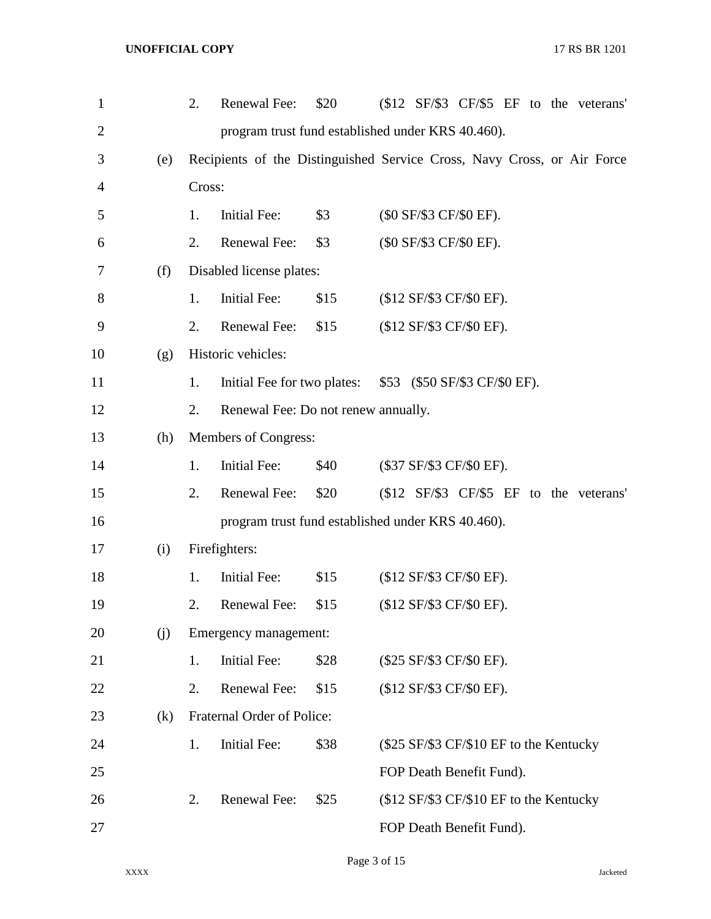2. Renewal Fee: $20 ($12 SF/$3 CF/$5 EF to the veterans' program trust fund established under KRS 40.460).

(e) Recipients of the Distinguished Service Cross, Navy Cross, or Air Force Cross:

1. Initial Fee: $3 ($0 SF/$3 CF/$0 EF).
2. Renewal Fee: $3 ($0 SF/$3 CF/$0 EF).

(f) Disabled license plates:

1. Initial Fee: $15 ($12 SF/$3 CF/$0 EF).
2. Renewal Fee: $15 ($12 SF/$3 CF/$0 EF).

(g) Historic vehicles:

1. Initial Fee for two plates: $53 ($50 SF/$3 CF/$0 EF).
2. Renewal Fee: Do not renew annually.

(h) Members of Congress:

1. Initial Fee: $40 ($37 SF/$3 CF/$0 EF).
2. Renewal Fee: $20 ($12 SF/$3 CF/$5 EF to the veterans' program trust fund established under KRS 40.460).

(i) Firefighters:

1. Initial Fee: $15 ($12 SF/$3 CF/$0 EF).
2. Renewal Fee: $15 ($12 SF/$3 CF/$0 EF).

(j) Emergency management:

1. Initial Fee: $28 ($25 SF/$3 CF/$0 EF).
2. Renewal Fee: $15 ($12 SF/$3 CF/$0 EF).

(k) Fraternal Order of Police:

1. Initial Fee: $38 ($25 SF/$3 CF/$10 EF to the Kentucky FOP Death Benefit Fund).
2. Renewal Fee: $25 ($12 SF/$3 CF/$10 EF to the Kentucky FOP Death Benefit Fund).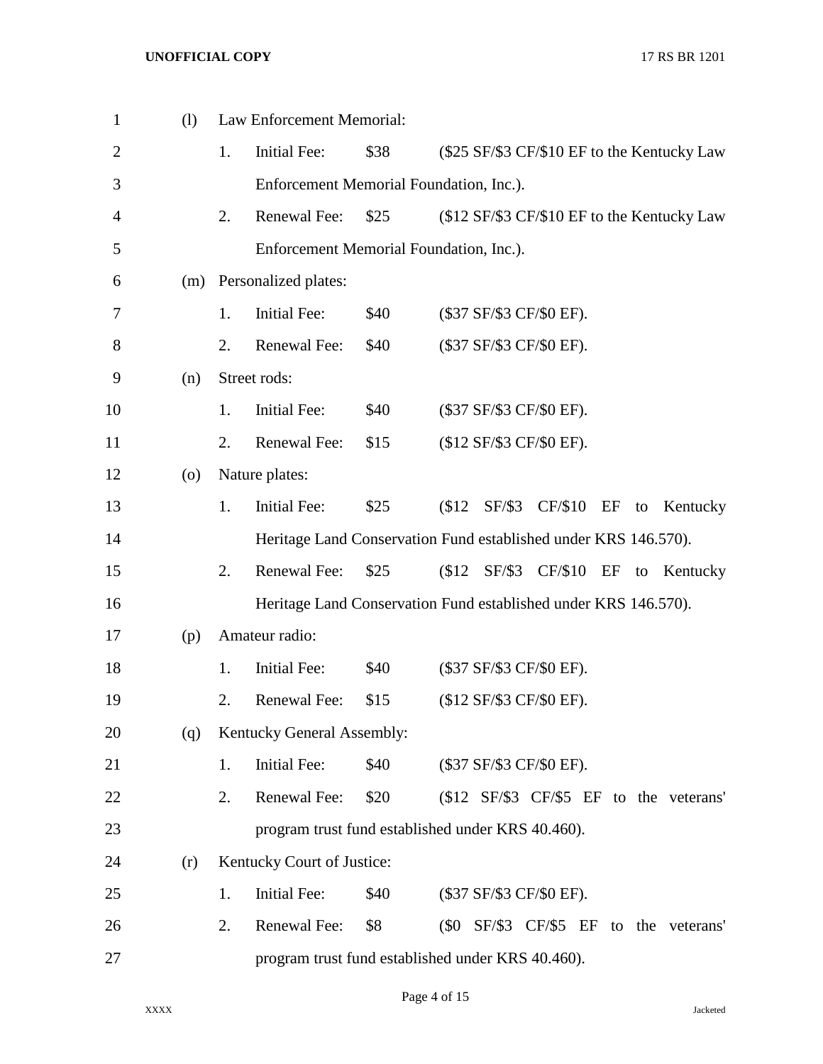(l) Law Enforcement Memorial:

1. Initial Fee: $38 ($25 SF/$3 CF/$10 EF to the Kentucky Law Enforcement Memorial Foundation, Inc.).

2. Renewal Fee: $25 ($12 SF/$3 CF/$10 EF to the Kentucky Law Enforcement Memorial Foundation, Inc.).

(m) Personalized plates:

1. Initial Fee: $40 ($37 SF/$3 CF/$0 EF).

2. Renewal Fee: $40 ($37 SF/$3 CF/$0 EF).

(n) Street rods:

1. Initial Fee: $40 ($37 SF/$3 CF/$0 EF).

2. Renewal Fee: $15 ($12 SF/$3 CF/$0 EF).

(o) Nature plates:

1. Initial Fee: $25 ($12 SF/$3 CF/$10 EF to Kentucky Heritage Land Conservation Fund established under KRS 146.570).

2. Renewal Fee: $25 ($12 SF/$3 CF/$10 EF to Kentucky Heritage Land Conservation Fund established under KRS 146.570).

(p) Amateur radio:

1. Initial Fee: $40 ($37 SF/$3 CF/$0 EF).

2. Renewal Fee: $15 ($12 SF/$3 CF/$0 EF).

(q) Kentucky General Assembly:

1. Initial Fee: $40 ($37 SF/$3 CF/$0 EF).

2. Renewal Fee: $20 ($12 SF/$3 CF/$5 EF to the veterans' program trust fund established under KRS 40.460).

(r) Kentucky Court of Justice:

1. Initial Fee: $40 ($37 SF/$3 CF/$0 EF).

2. Renewal Fee: $8 ($0 SF/$3 CF/$5 EF to the veterans' program trust fund established under KRS 40.460).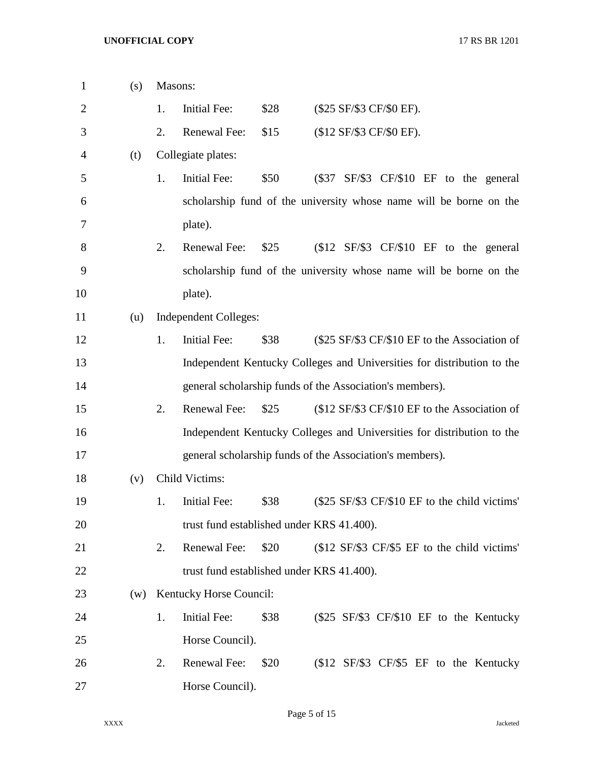(s) Masons:

1. Initial Fee: $28 ($25 SF/$3 CF/$0 EF).
2. Renewal Fee: $15 ($12 SF/$3 CF/$0 EF).

(t) Collegiate plates:

1. Initial Fee: $50 ($37 SF/$3 CF/$10 EF to the general scholarship fund of the university whose name will be borne on the plate).
2. Renewal Fee: $25 ($12 SF/$3 CF/$10 EF to the general scholarship fund of the university whose name will be borne on the plate).

(u) Independent Colleges:

1. Initial Fee: $38 ($25 SF/$3 CF/$10 EF to the Association of Independent Kentucky Colleges and Universities for distribution to the general scholarship funds of the Association's members).
2. Renewal Fee: $25 ($12 SF/$3 CF/$10 EF to the Association of Independent Kentucky Colleges and Universities for distribution to the general scholarship funds of the Association's members).

(v) Child Victims:

1. Initial Fee: $38 ($25 SF/$3 CF/$10 EF to the child victims' trust fund established under KRS 41.400).
2. Renewal Fee: $20 ($12 SF/$3 CF/$5 EF to the child victims' trust fund established under KRS 41.400).

(w) Kentucky Horse Council:

1. Initial Fee: $38 ($25 SF/$3 CF/$10 EF to the Kentucky Horse Council).
2. Renewal Fee: $20 ($12 SF/$3 CF/$5 EF to the Kentucky Horse Council).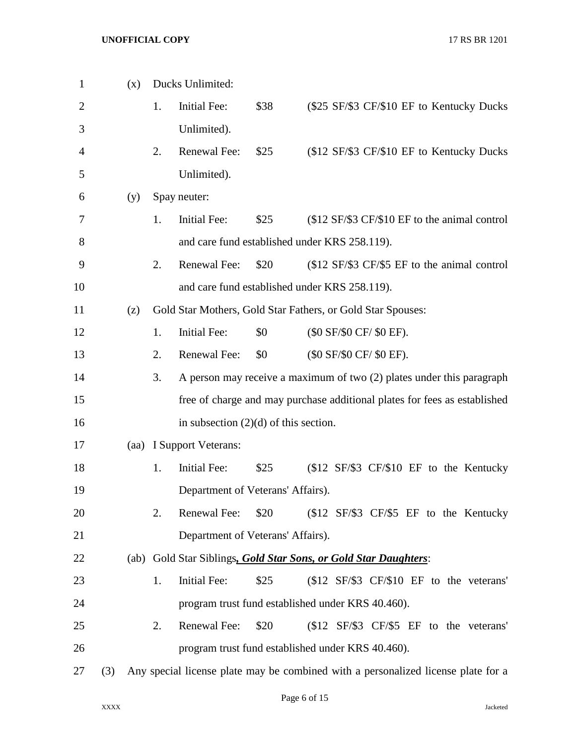(x) Ducks Unlimited:

1. Initial Fee: $38 ($25 SF/$3 CF/$10 EF to Kentucky Ducks Unlimited).

2. Renewal Fee: $25 ($12 SF/$3 CF/$10 EF to Kentucky Ducks Unlimited).

(y) Spay neuter:

1. Initial Fee: $25 ($12 SF/$3 CF/$10 EF to the animal control and care fund established under KRS 258.119).

2. Renewal Fee: $20 ($12 SF/$3 CF/$5 EF to the animal control and care fund established under KRS 258.119).

(z) Gold Star Mothers, Gold Star Fathers, or Gold Star Spouses:

1. Initial Fee: $0 ($0 SF/$0 CF/ $0 EF).

2. Renewal Fee: $0 ($0 SF/$0 CF/ $0 EF).

3. A person may receive a maximum of two (2) plates under this paragraph free of charge and may purchase additional plates for fees as established in subsection (2)(d) of this section.

(aa) I Support Veterans:

1. Initial Fee: $25 ($12 SF/$3 CF/$10 EF to the Kentucky Department of Veterans' Affairs).

2. Renewal Fee: $20 ($12 SF/$3 CF/$5 EF to the Kentucky Department of Veterans' Affairs).

(ab) Gold Star Siblings***, Gold Star Sons, or Gold Star Daughters***:

1. Initial Fee: $25 ($12 SF/$3 CF/$10 EF to the veterans' program trust fund established under KRS 40.460).

2. Renewal Fee: $20 ($12 SF/$3 CF/$5 EF to the veterans' program trust fund established under KRS 40.460).

(3) Any special license plate may be combined with a personalized license plate for a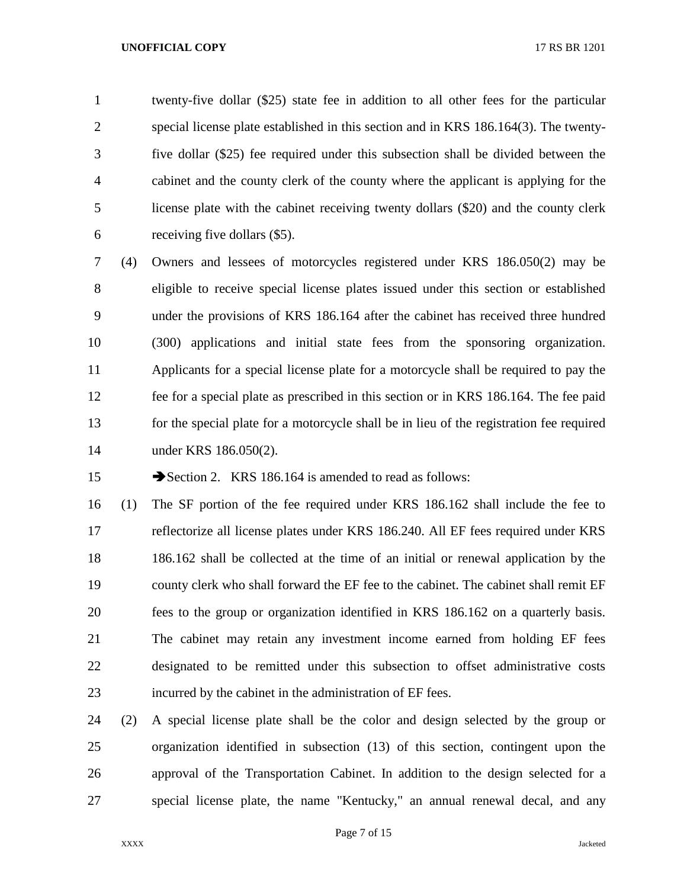twenty-five dollar ($25) state fee in addition to all other fees for the particular special license plate established in this section and in KRS 186.164(3). The twenty-five dollar ($25) fee required under this subsection shall be divided between the cabinet and the county clerk of the county where the applicant is applying for the license plate with the cabinet receiving twenty dollars ($20) and the county clerk receiving five dollars ($5).

(4) Owners and lessees of motorcycles registered under KRS 186.050(2) may be eligible to receive special license plates issued under this section or established under the provisions of KRS 186.164 after the cabinet has received three hundred (300) applications and initial state fees from the sponsoring organization. Applicants for a special license plate for a motorcycle shall be required to pay the fee for a special plate as prescribed in this section or in KRS 186.164. The fee paid for the special plate for a motorcycle shall be in lieu of the registration fee required under KRS 186.050(2).

➔Section 2. KRS 186.164 is amended to read as follows:

(1) The SF portion of the fee required under KRS 186.162 shall include the fee to reflectorize all license plates under KRS 186.240. All EF fees required under KRS 186.162 shall be collected at the time of an initial or renewal application by the county clerk who shall forward the EF fee to the cabinet. The cabinet shall remit EF fees to the group or organization identified in KRS 186.162 on a quarterly basis. The cabinet may retain any investment income earned from holding EF fees designated to be remitted under this subsection to offset administrative costs incurred by the cabinet in the administration of EF fees.

(2) A special license plate shall be the color and design selected by the group or organization identified in subsection (13) of this section, contingent upon the approval of the Transportation Cabinet. In addition to the design selected for a special license plate, the name "Kentucky," an annual renewal decal, and any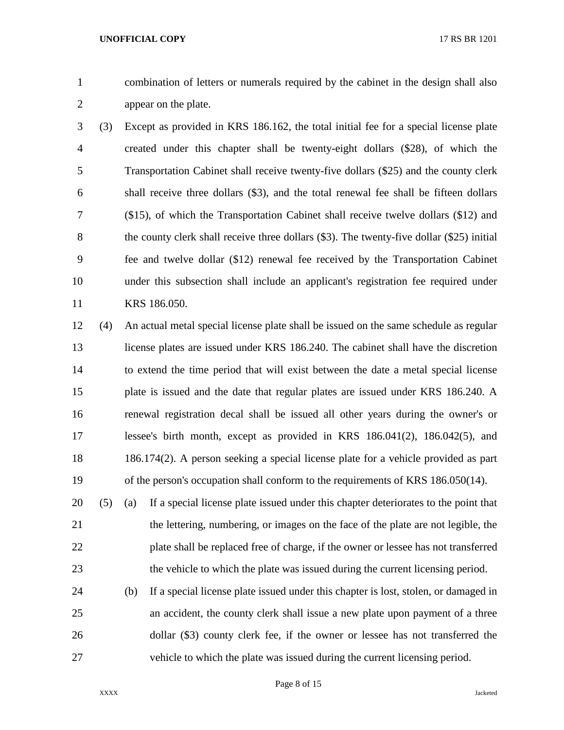combination of letters or numerals required by the cabinet in the design shall also appear on the plate.

(3) Except as provided in KRS 186.162, the total initial fee for a special license plate created under this chapter shall be twenty-eight dollars ($28), of which the Transportation Cabinet shall receive twenty-five dollars ($25) and the county clerk shall receive three dollars ($3), and the total renewal fee shall be fifteen dollars ($15), of which the Transportation Cabinet shall receive twelve dollars ($12) and the county clerk shall receive three dollars ($3). The twenty-five dollar ($25) initial fee and twelve dollar ($12) renewal fee received by the Transportation Cabinet under this subsection shall include an applicant's registration fee required under KRS 186.050.

(4) An actual metal special license plate shall be issued on the same schedule as regular license plates are issued under KRS 186.240. The cabinet shall have the discretion to extend the time period that will exist between the date a metal special license plate is issued and the date that regular plates are issued under KRS 186.240. A renewal registration decal shall be issued all other years during the owner's or lessee's birth month, except as provided in KRS 186.041(2), 186.042(5), and 186.174(2). A person seeking a special license plate for a vehicle provided as part of the person's occupation shall conform to the requirements of KRS 186.050(14).

(5) (a) If a special license plate issued under this chapter deteriorates to the point that the lettering, numbering, or images on the face of the plate are not legible, the plate shall be replaced free of charge, if the owner or lessee has not transferred the vehicle to which the plate was issued during the current licensing period.

(b) If a special license plate issued under this chapter is lost, stolen, or damaged in an accident, the county clerk shall issue a new plate upon payment of a three dollar ($3) county clerk fee, if the owner or lessee has not transferred the vehicle to which the plate was issued during the current licensing period.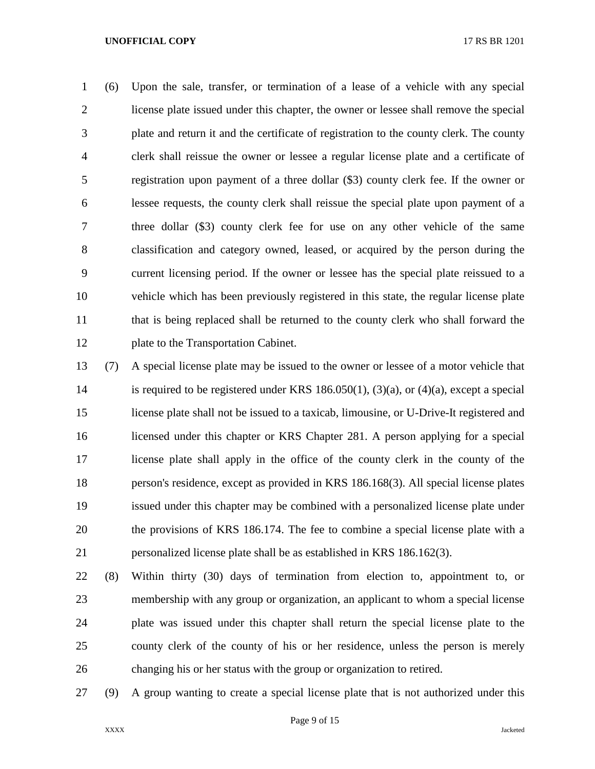(6) Upon the sale, transfer, or termination of a lease of a vehicle with any special license plate issued under this chapter, the owner or lessee shall remove the special plate and return it and the certificate of registration to the county clerk. The county clerk shall reissue the owner or lessee a regular license plate and a certificate of registration upon payment of a three dollar ($3) county clerk fee. If the owner or lessee requests, the county clerk shall reissue the special plate upon payment of a three dollar ($3) county clerk fee for use on any other vehicle of the same classification and category owned, leased, or acquired by the person during the current licensing period. If the owner or lessee has the special plate reissued to a vehicle which has been previously registered in this state, the regular license plate that is being replaced shall be returned to the county clerk who shall forward the plate to the Transportation Cabinet.

(7) A special license plate may be issued to the owner or lessee of a motor vehicle that is required to be registered under KRS 186.050(1), (3)(a), or (4)(a), except a special license plate shall not be issued to a taxicab, limousine, or U-Drive-It registered and licensed under this chapter or KRS Chapter 281. A person applying for a special license plate shall apply in the office of the county clerk in the county of the person's residence, except as provided in KRS 186.168(3). All special license plates issued under this chapter may be combined with a personalized license plate under the provisions of KRS 186.174. The fee to combine a special license plate with a personalized license plate shall be as established in KRS 186.162(3).

(8) Within thirty (30) days of termination from election to, appointment to, or membership with any group or organization, an applicant to whom a special license plate was issued under this chapter shall return the special license plate to the county clerk of the county of his or her residence, unless the person is merely changing his or her status with the group or organization to retired.

(9) A group wanting to create a special license plate that is not authorized under this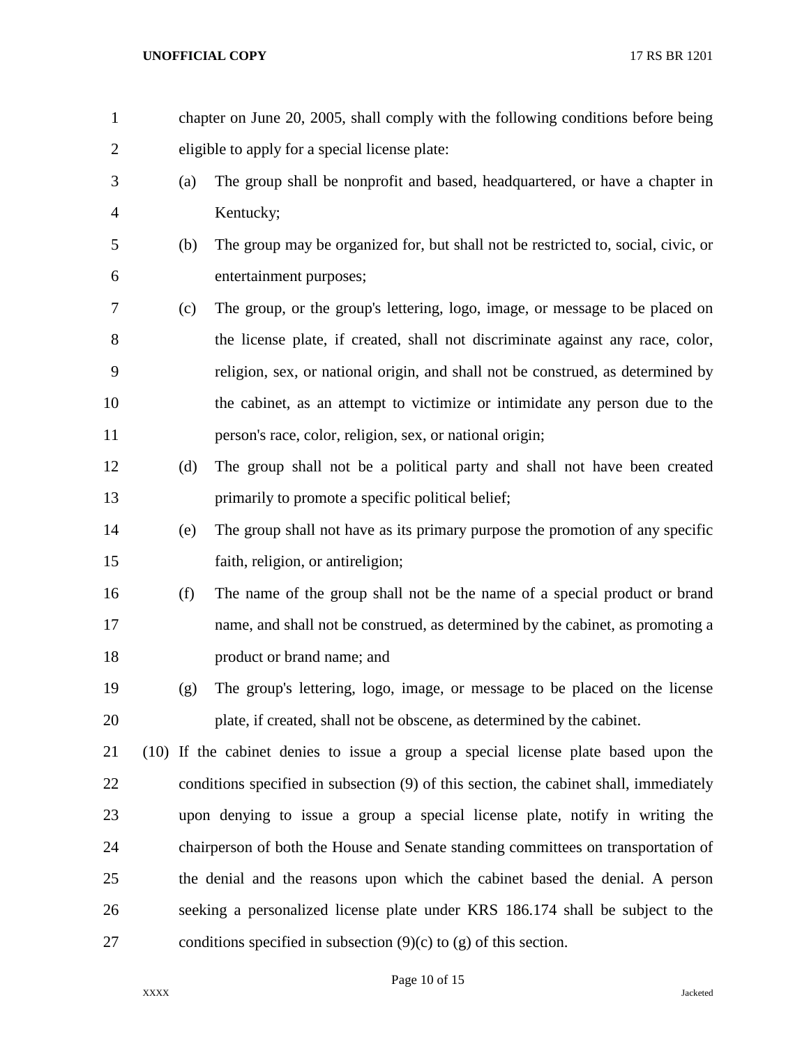chapter on June 20, 2005, shall comply with the following conditions before being eligible to apply for a special license plate:

(a) The group shall be nonprofit and based, headquartered, or have a chapter in Kentucky;

(b) The group may be organized for, but shall not be restricted to, social, civic, or entertainment purposes;

(c) The group, or the group's lettering, logo, image, or message to be placed on the license plate, if created, shall not discriminate against any race, color, religion, sex, or national origin, and shall not be construed, as determined by the cabinet, as an attempt to victimize or intimidate any person due to the person's race, color, religion, sex, or national origin;

(d) The group shall not be a political party and shall not have been created primarily to promote a specific political belief;

(e) The group shall not have as its primary purpose the promotion of any specific faith, religion, or antireligion;

(f) The name of the group shall not be the name of a special product or brand name, and shall not be construed, as determined by the cabinet, as promoting a product or brand name; and

(g) The group's lettering, logo, image, or message to be placed on the license plate, if created, shall not be obscene, as determined by the cabinet.

(10) If the cabinet denies to issue a group a special license plate based upon the conditions specified in subsection (9) of this section, the cabinet shall, immediately upon denying to issue a group a special license plate, notify in writing the chairperson of both the House and Senate standing committees on transportation of the denial and the reasons upon which the cabinet based the denial. A person seeking a personalized license plate under KRS 186.174 shall be subject to the conditions specified in subsection (9)(c) to (g) of this section.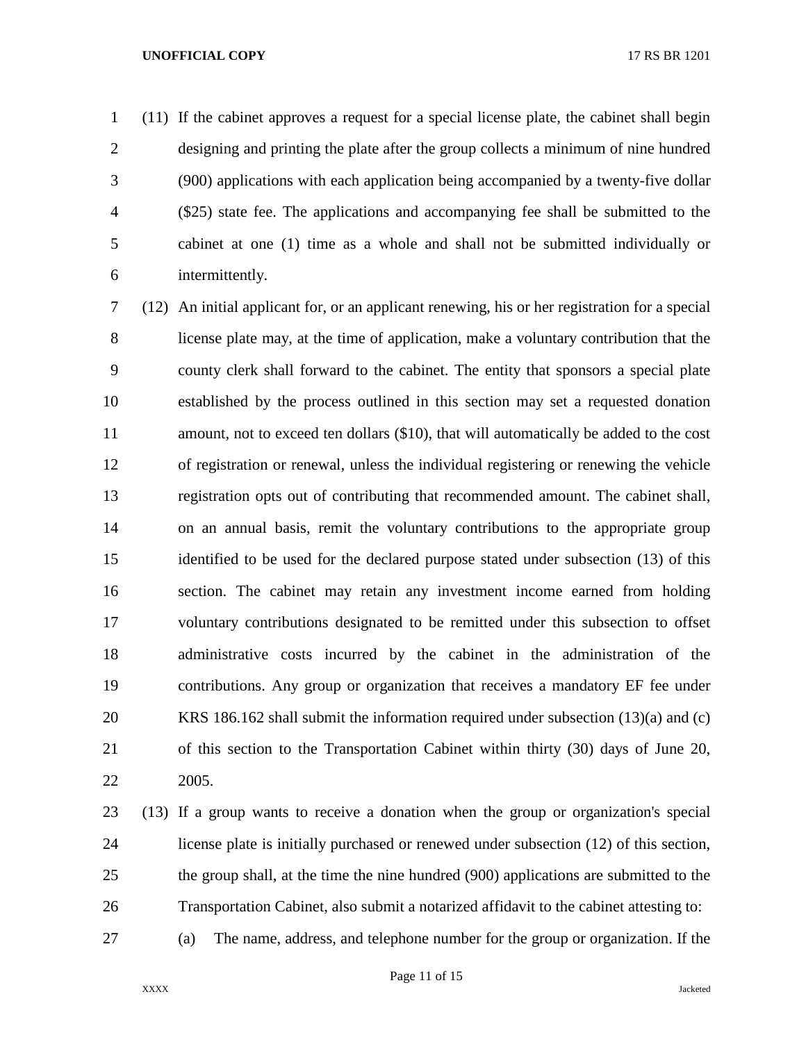(11) If the cabinet approves a request for a special license plate, the cabinet shall begin designing and printing the plate after the group collects a minimum of nine hundred (900) applications with each application being accompanied by a twenty-five dollar ($25) state fee. The applications and accompanying fee shall be submitted to the cabinet at one (1) time as a whole and shall not be submitted individually or intermittently.

(12) An initial applicant for, or an applicant renewing, his or her registration for a special license plate may, at the time of application, make a voluntary contribution that the county clerk shall forward to the cabinet. The entity that sponsors a special plate established by the process outlined in this section may set a requested donation amount, not to exceed ten dollars ($10), that will automatically be added to the cost of registration or renewal, unless the individual registering or renewing the vehicle registration opts out of contributing that recommended amount. The cabinet shall, on an annual basis, remit the voluntary contributions to the appropriate group identified to be used for the declared purpose stated under subsection (13) of this section. The cabinet may retain any investment income earned from holding voluntary contributions designated to be remitted under this subsection to offset administrative costs incurred by the cabinet in the administration of the contributions. Any group or organization that receives a mandatory EF fee under KRS 186.162 shall submit the information required under subsection (13)(a) and (c) of this section to the Transportation Cabinet within thirty (30) days of June 20, 2005.

(13) If a group wants to receive a donation when the group or organization's special license plate is initially purchased or renewed under subsection (12) of this section, the group shall, at the time the nine hundred (900) applications are submitted to the Transportation Cabinet, also submit a notarized affidavit to the cabinet attesting to:

(a) The name, address, and telephone number for the group or organization. If the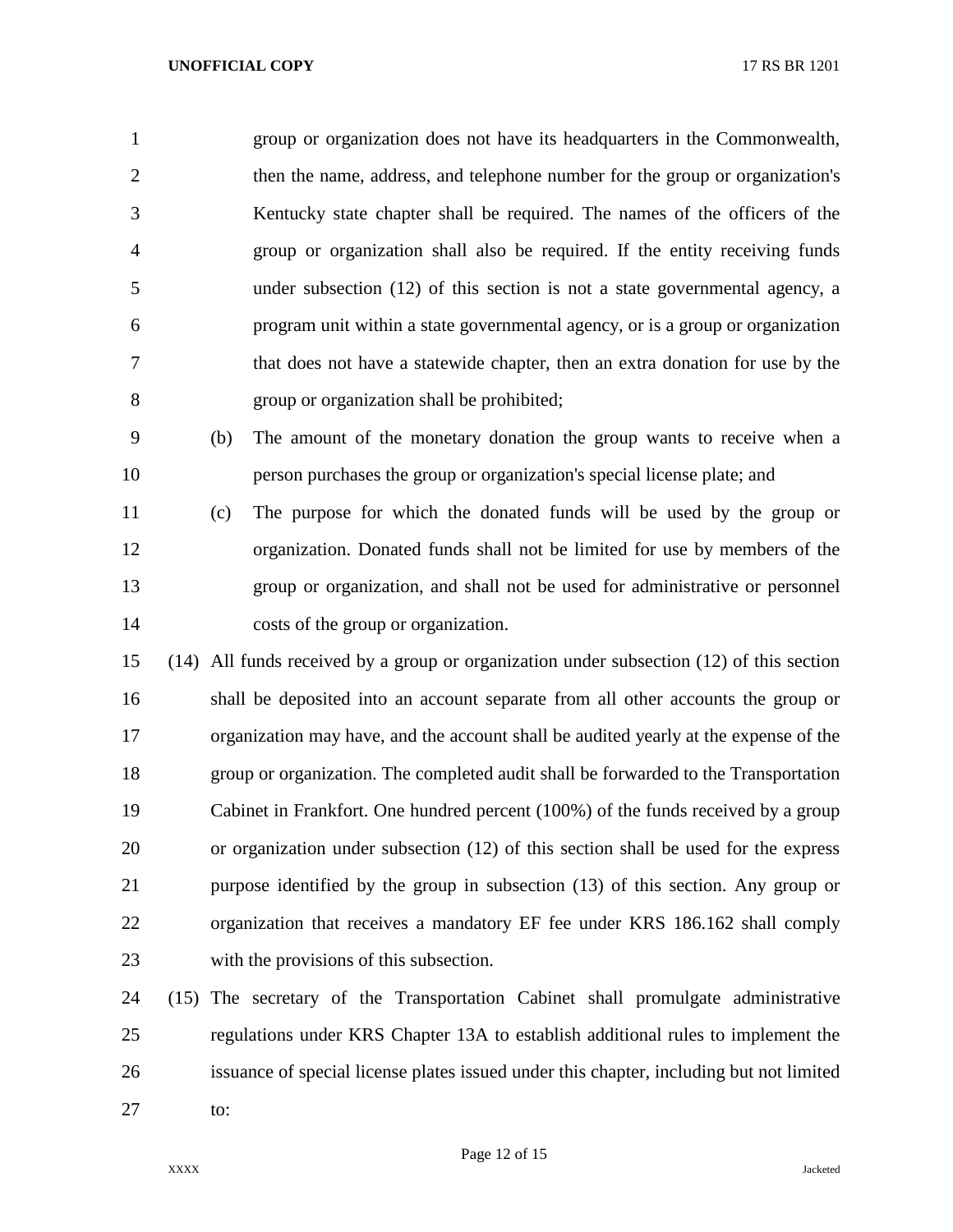group or organization does not have its headquarters in the Commonwealth, then the name, address, and telephone number for the group or organization's Kentucky state chapter shall be required. The names of the officers of the group or organization shall also be required. If the entity receiving funds under subsection (12) of this section is not a state governmental agency, a program unit within a state governmental agency, or is a group or organization that does not have a statewide chapter, then an extra donation for use by the group or organization shall be prohibited;

(b) The amount of the monetary donation the group wants to receive when a person purchases the group or organization's special license plate; and

(c) The purpose for which the donated funds will be used by the group or organization. Donated funds shall not be limited for use by members of the group or organization, and shall not be used for administrative or personnel costs of the group or organization.

(14) All funds received by a group or organization under subsection (12) of this section shall be deposited into an account separate from all other accounts the group or organization may have, and the account shall be audited yearly at the expense of the group or organization. The completed audit shall be forwarded to the Transportation Cabinet in Frankfort. One hundred percent (100%) of the funds received by a group or organization under subsection (12) of this section shall be used for the express purpose identified by the group in subsection (13) of this section. Any group or organization that receives a mandatory EF fee under KRS 186.162 shall comply with the provisions of this subsection.

(15) The secretary of the Transportation Cabinet shall promulgate administrative regulations under KRS Chapter 13A to establish additional rules to implement the issuance of special license plates issued under this chapter, including but not limited to: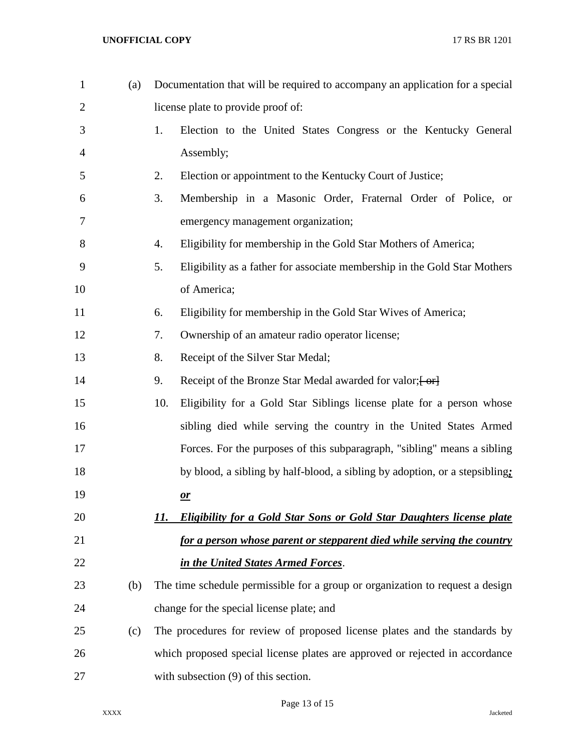(a) Documentation that will be required to accompany an application for a special license plate to provide proof of:

1. Election to the United States Congress or the Kentucky General Assembly;
2. Election or appointment to the Kentucky Court of Justice;
3. Membership in a Masonic Order, Fraternal Order of Police, or emergency management organization;
4. Eligibility for membership in the Gold Star Mothers of America;
5. Eligibility as a father for associate membership in the Gold Star Mothers of America;
6. Eligibility for membership in the Gold Star Wives of America;
7. Ownership of an amateur radio operator license;
8. Receipt of the Silver Star Medal;
9. Receipt of the Bronze Star Medal awarded for valor;~~[ or]~~
10. Eligibility for a Gold Star Siblings license plate for a person whose sibling died while serving the country in the United States Armed Forces. For the purposes of this subparagraph, "sibling" means a sibling by blood, a sibling by half-blood, a sibling by adoption, or a stepsibling***; or***
11. ***Eligibility for a Gold Star Sons or Gold Star Daughters license plate for a person whose parent or stepparent died while serving the country in the United States Armed Forces***.

(b) The time schedule permissible for a group or organization to request a design change for the special license plate; and

(c) The procedures for review of proposed license plates and the standards by which proposed special license plates are approved or rejected in accordance with subsection (9) of this section.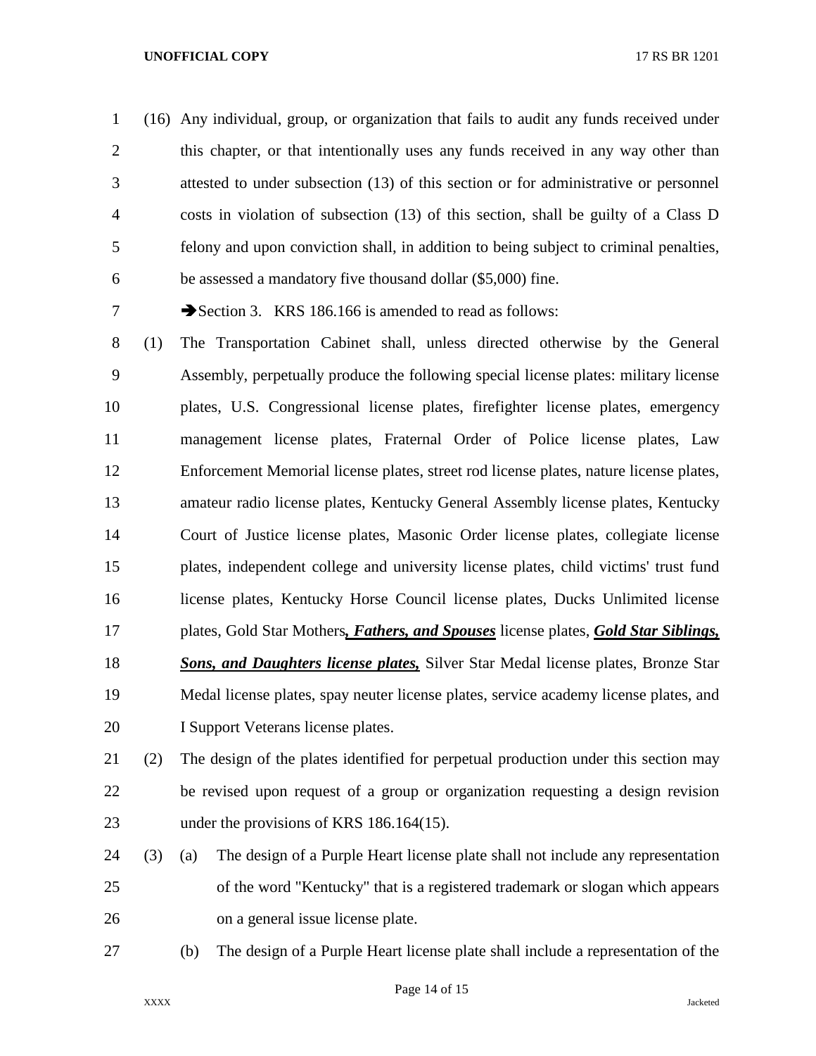(16) Any individual, group, or organization that fails to audit any funds received under this chapter, or that intentionally uses any funds received in any way other than attested to under subsection (13) of this section or for administrative or personnel costs in violation of subsection (13) of this section, shall be guilty of a Class D felony and upon conviction shall, in addition to being subject to criminal penalties, be assessed a mandatory five thousand dollar ($5,000) fine.

➔Section 3. KRS 186.166 is amended to read as follows:

(1) The Transportation Cabinet shall, unless directed otherwise by the General Assembly, perpetually produce the following special license plates: military license plates, U.S. Congressional license plates, firefighter license plates, emergency management license plates, Fraternal Order of Police license plates, Law Enforcement Memorial license plates, street rod license plates, nature license plates, amateur radio license plates, Kentucky General Assembly license plates, Kentucky Court of Justice license plates, Masonic Order license plates, collegiate license plates, independent college and university license plates, child victims' trust fund license plates, Kentucky Horse Council license plates, Ducks Unlimited license plates, Gold Star Mothers***, Fathers, and Spouses*** license plates, ***Gold Star Siblings, Sons, and Daughters license plates,*** Silver Star Medal license plates, Bronze Star Medal license plates, spay neuter license plates, service academy license plates, and I Support Veterans license plates.

(2) The design of the plates identified for perpetual production under this section may be revised upon request of a group or organization requesting a design revision under the provisions of KRS 186.164(15).

(3) (a) The design of a Purple Heart license plate shall not include any representation of the word "Kentucky" that is a registered trademark or slogan which appears on a general issue license plate.

(b) The design of a Purple Heart license plate shall include a representation of the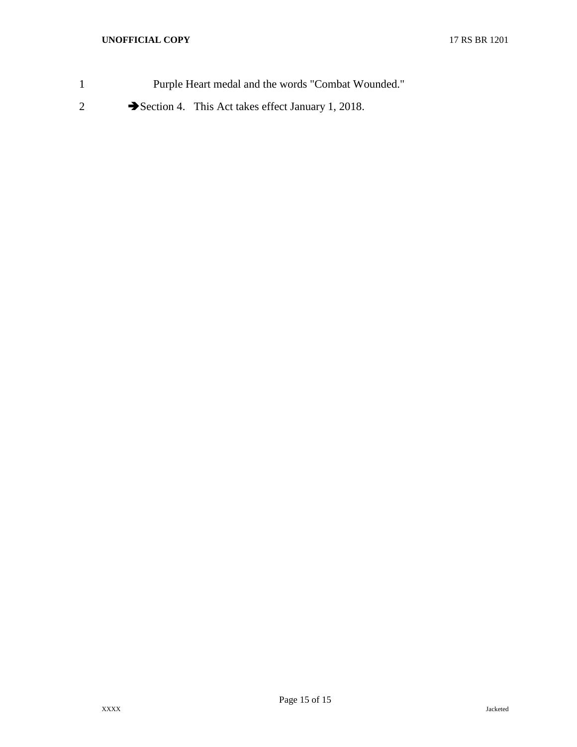Purple Heart medal and the words "Combat Wounded."

➔Section 4. This Act takes effect January 1, 2018.